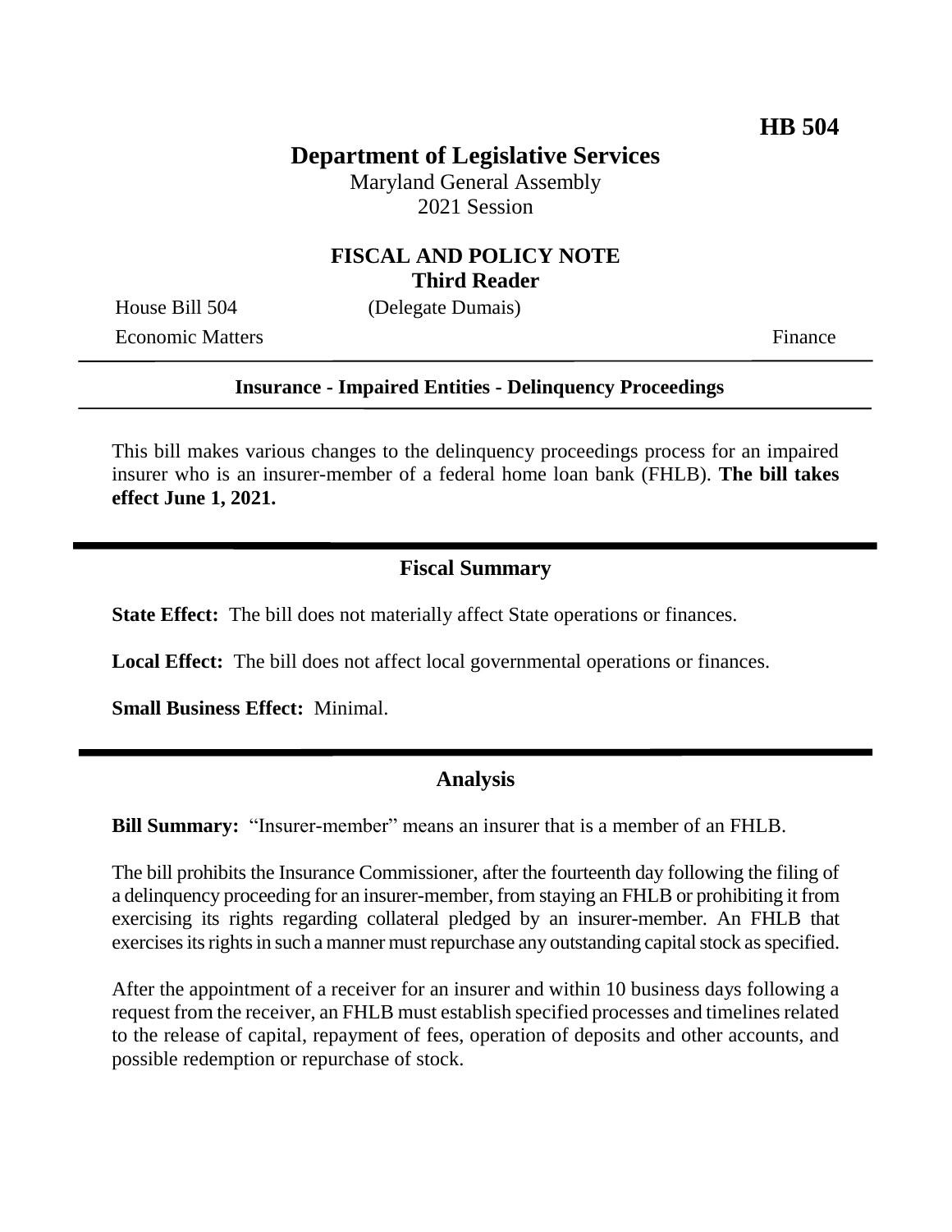**HB 504**

# Department of Legislative Services

Maryland General Assembly
2021 Session

## FISCAL AND POLICY NOTE
**Third Reader**

House Bill 504 (Delegate Dumais)
Economic Matters Finance

**Insurance - Impaired Entities - Delinquency Proceedings**

This bill makes various changes to the delinquency proceedings process for an impaired insurer who is an insurer-member of a federal home loan bank (FHLB). **The bill takes effect June 1, 2021.**

## Fiscal Summary

**State Effect:** The bill does not materially affect State operations or finances.

**Local Effect:** The bill does not affect local governmental operations or finances.

**Small Business Effect:** Minimal.

## Analysis

**Bill Summary:** "Insurer-member" means an insurer that is a member of an FHLB.

The bill prohibits the Insurance Commissioner, after the fourteenth day following the filing of a delinquency proceeding for an insurer-member, from staying an FHLB or prohibiting it from exercising its rights regarding collateral pledged by an insurer-member. An FHLB that exercises its rights in such a manner must repurchase any outstanding capital stock as specified.

After the appointment of a receiver for an insurer and within 10 business days following a request from the receiver, an FHLB must establish specified processes and timelines related to the release of capital, repayment of fees, operation of deposits and other accounts, and possible redemption or repurchase of stock.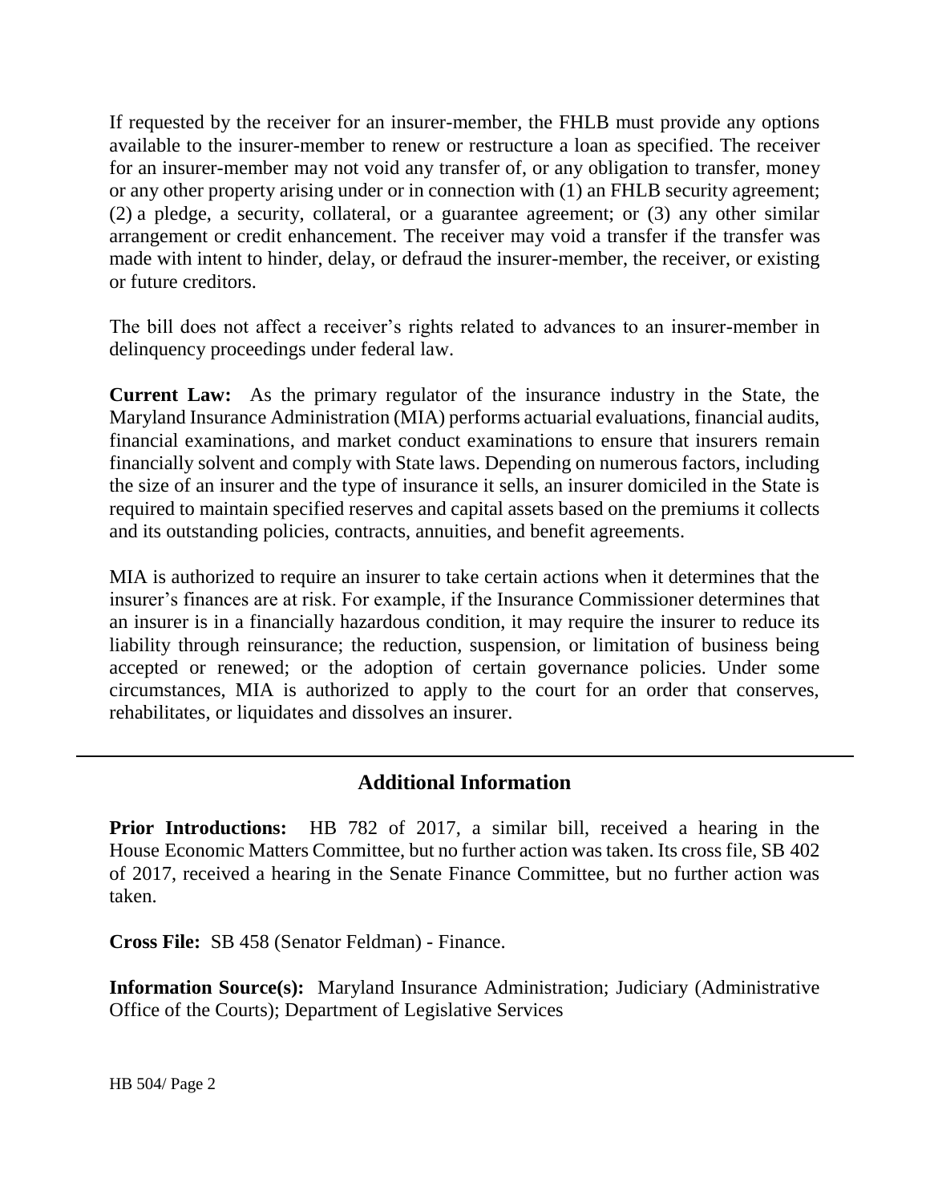If requested by the receiver for an insurer-member, the FHLB must provide any options available to the insurer-member to renew or restructure a loan as specified. The receiver for an insurer-member may not void any transfer of, or any obligation to transfer, money or any other property arising under or in connection with (1) an FHLB security agreement; (2) a pledge, a security, collateral, or a guarantee agreement; or (3) any other similar arrangement or credit enhancement. The receiver may void a transfer if the transfer was made with intent to hinder, delay, or defraud the insurer-member, the receiver, or existing or future creditors.

The bill does not affect a receiver's rights related to advances to an insurer-member in delinquency proceedings under federal law.

**Current Law:** As the primary regulator of the insurance industry in the State, the Maryland Insurance Administration (MIA) performs actuarial evaluations, financial audits, financial examinations, and market conduct examinations to ensure that insurers remain financially solvent and comply with State laws. Depending on numerous factors, including the size of an insurer and the type of insurance it sells, an insurer domiciled in the State is required to maintain specified reserves and capital assets based on the premiums it collects and its outstanding policies, contracts, annuities, and benefit agreements.

MIA is authorized to require an insurer to take certain actions when it determines that the insurer's finances are at risk. For example, if the Insurance Commissioner determines that an insurer is in a financially hazardous condition, it may require the insurer to reduce its liability through reinsurance; the reduction, suspension, or limitation of business being accepted or renewed; or the adoption of certain governance policies. Under some circumstances, MIA is authorized to apply to the court for an order that conserves, rehabilitates, or liquidates and dissolves an insurer.

## Additional Information

**Prior Introductions:** HB 782 of 2017, a similar bill, received a hearing in the House Economic Matters Committee, but no further action was taken. Its cross file, SB 402 of 2017, received a hearing in the Senate Finance Committee, but no further action was taken.

**Cross File:** SB 458 (Senator Feldman) - Finance.

**Information Source(s):** Maryland Insurance Administration; Judiciary (Administrative Office of the Courts); Department of Legislative Services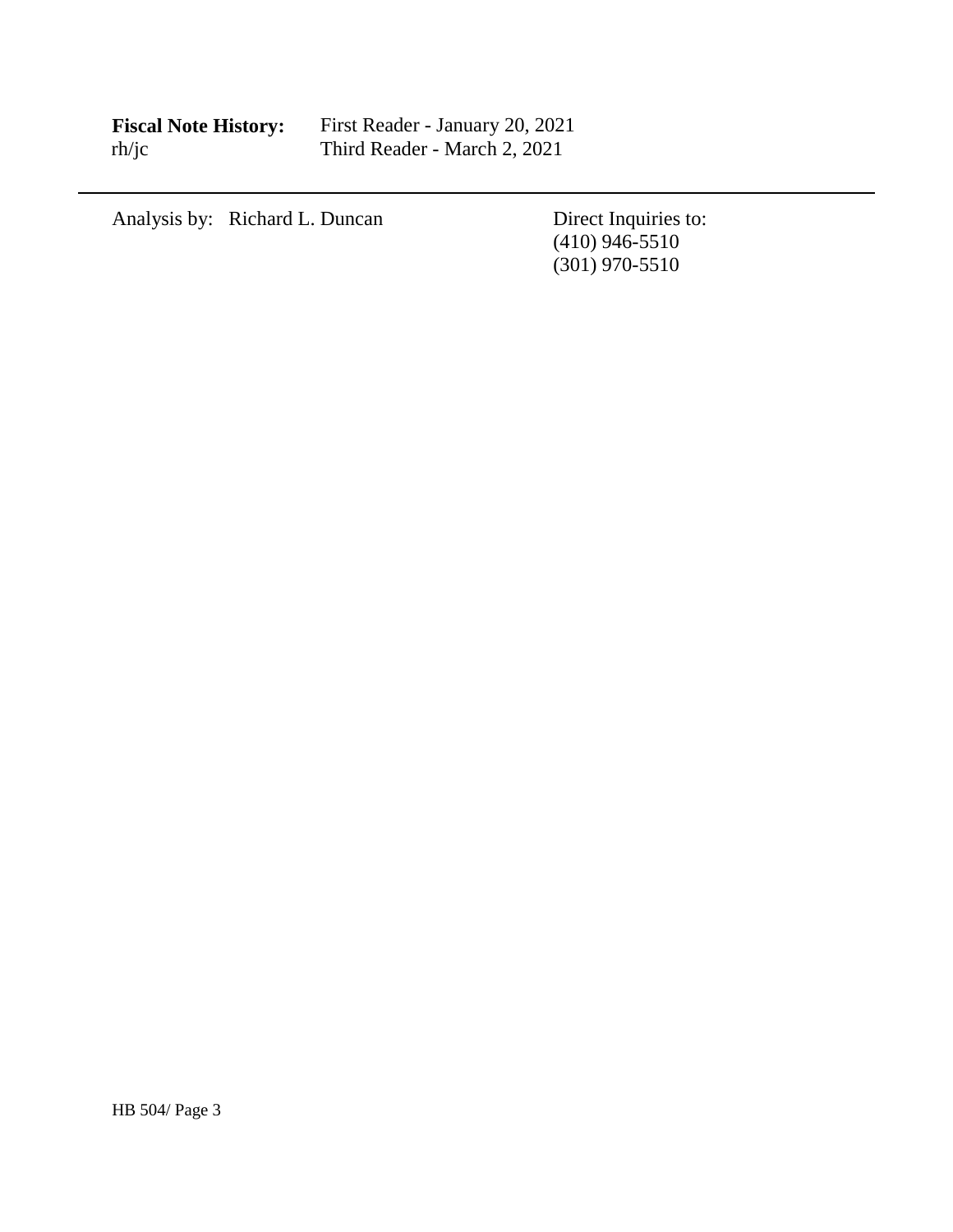**Fiscal Note History:** First Reader - January 20, 2021
rh/jc Third Reader - March 2, 2021

---

Analysis by: Richard L. Duncan

Direct Inquiries to:
(410) 946-5510
(301) 970-5510